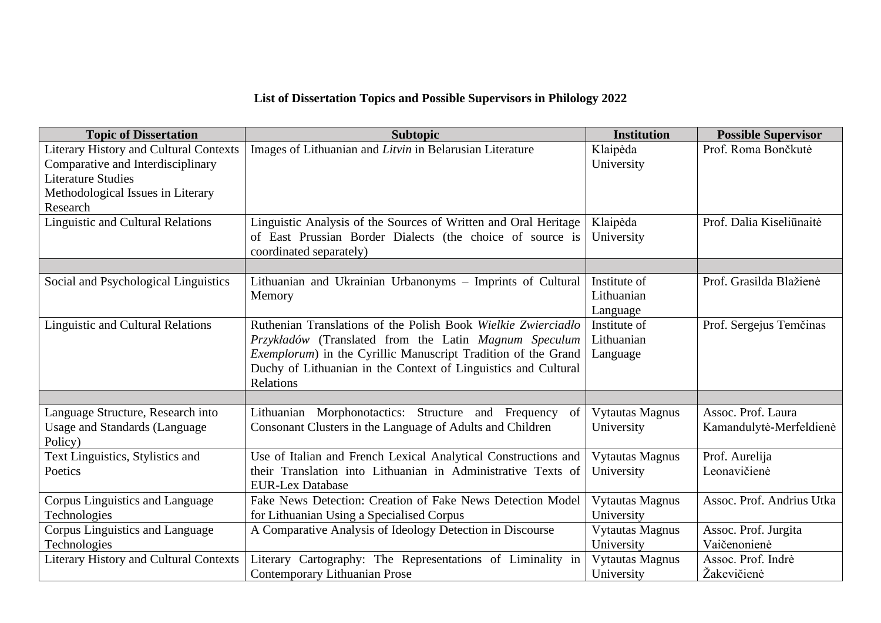**List of Dissertation Topics and Possible Supervisors in Philology 2022**

| Topic of Dissertation | Subtopic | Institution | Possible Supervisor |
|---|---|---|---|
| Literary History and Cultural Contexts<br>Comparative and Interdisciplinary Literature Studies<br>Methodological Issues in Literary Research | Images of Lithuanian and *Litvin* in Belarusian Literature | Klaipėda University | Prof. Roma Bončkutė |
| Linguistic and Cultural Relations | Linguistic Analysis of the Sources of Written and Oral Heritage of East Prussian Border Dialects (the choice of source is coordinated separately) | Klaipėda University | Prof. Dalia Kiseliūnaitė |
| | | | |
| Social and Psychological Linguistics | Lithuanian and Ukrainian Urbanonyms – Imprints of Cultural Memory | Institute of Lithuanian Language | Prof. Grasilda Blažienė |
| Linguistic and Cultural Relations | Ruthenian Translations of the Polish Book *Wielkie Zwierciadło Przykładów* (Translated from the Latin *Magnum Speculum Exemplorum*) in the Cyrillic Manuscript Tradition of the Grand Duchy of Lithuanian in the Context of Linguistics and Cultural Relations | Institute of Lithuanian Language | Prof. Sergejus Temčinas |
| | | | |
| Language Structure, Research into Usage and Standards (Language Policy) | Lithuanian Morphonotactics: Structure and Frequency of Consonant Clusters in the Language of Adults and Children | Vytautas Magnus University | Assoc. Prof. Laura Kamandulytė-Merfeldienė |
| Text Linguistics, Stylistics and Poetics | Use of Italian and French Lexical Analytical Constructions and their Translation into Lithuanian in Administrative Texts of EUR-Lex Database | Vytautas Magnus University | Prof. Aurelija Leonavičienė |
| Corpus Linguistics and Language Technologies | Fake News Detection: Creation of Fake News Detection Model for Lithuanian Using a Specialised Corpus | Vytautas Magnus University | Assoc. Prof. Andrius Utka |
| Corpus Linguistics and Language Technologies | A Comparative Analysis of Ideology Detection in Discourse | Vytautas Magnus University | Assoc. Prof. Jurgita Vaičenonienė |
| Literary History and Cultural Contexts | Literary Cartography: The Representations of Liminality in Contemporary Lithuanian Prose | Vytautas Magnus University | Assoc. Prof. Indrė Žakevičienė |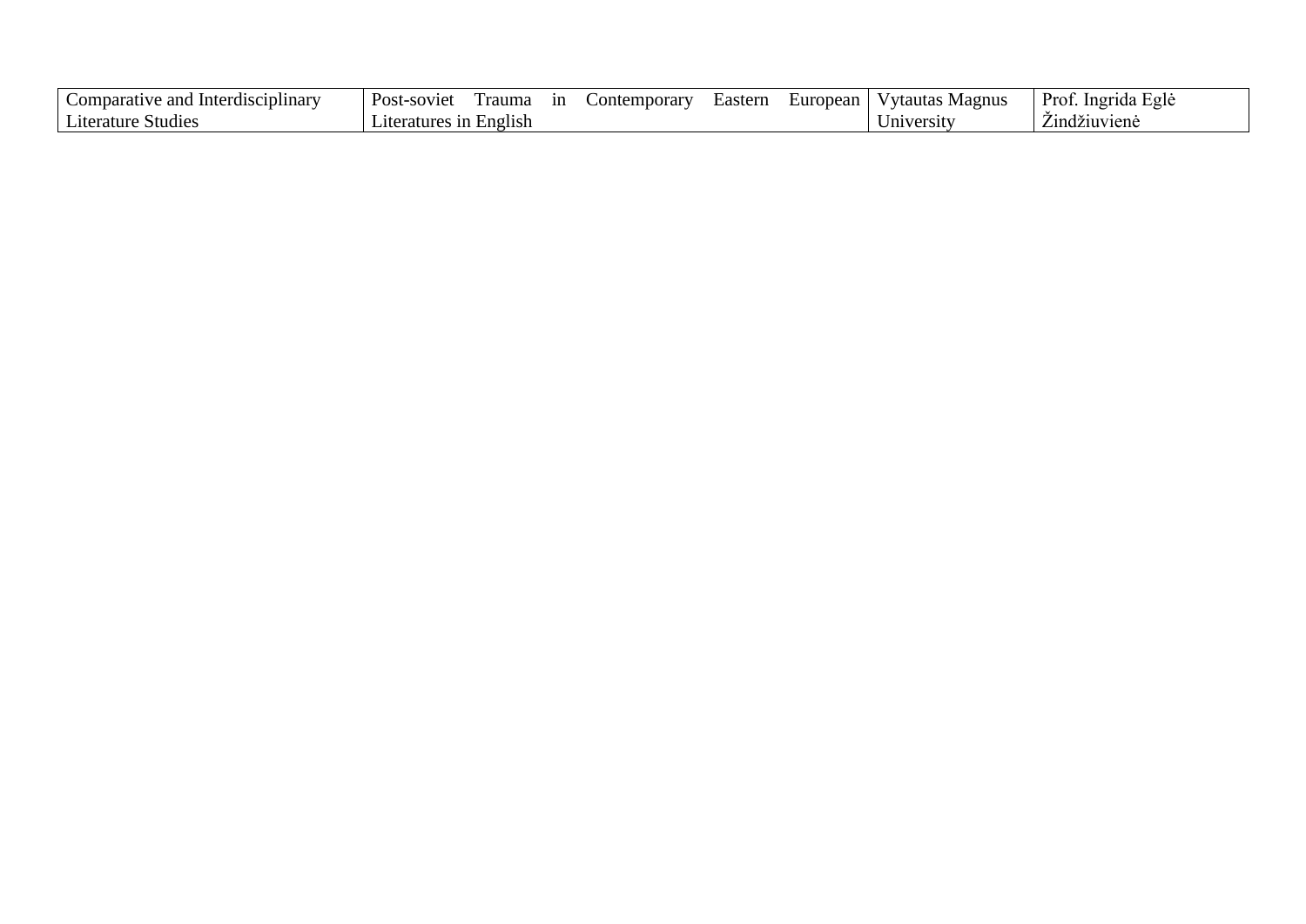| | | | |
|---|---|---|---|
| Comparative and Interdisciplinary Literature Studies | Post-soviet Trauma in Contemporary Eastern European Literatures in English | Vytautas Magnus University | Prof. Ingrida Eglė Žindžiuvienė |